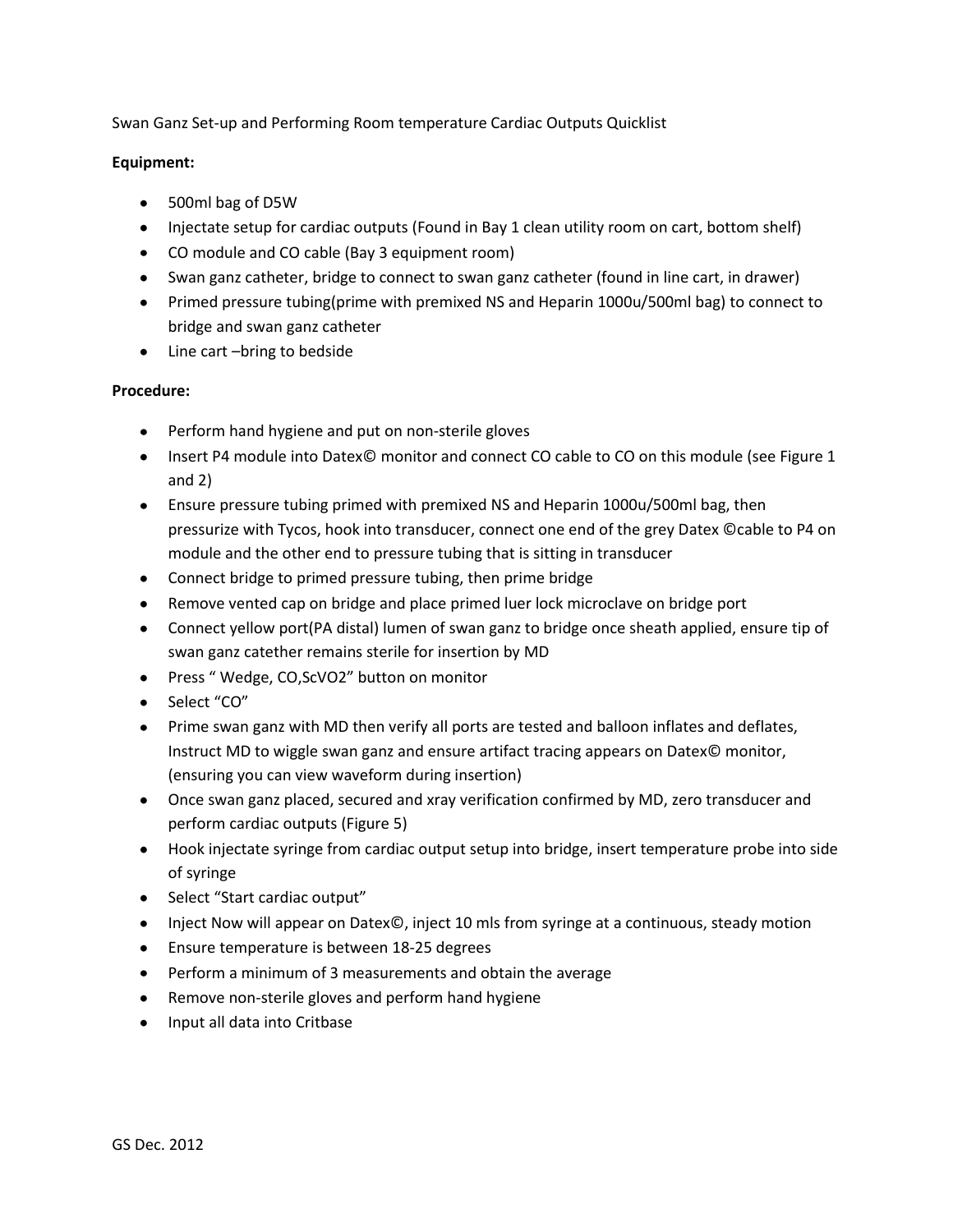Swan Ganz Set-up and Performing Room temperature Cardiac Outputs Quicklist

**Equipment:**

- 500ml bag of D5W
- Injectate setup for cardiac outputs (Found in Bay 1 clean utility room on cart, bottom shelf)
- CO module and CO cable (Bay 3 equipment room)
- Swan ganz catheter, bridge to connect to swan ganz catheter (found in line cart, in drawer)
- Primed pressure tubing(prime with premixed NS and Heparin 1000u/500ml bag) to connect to bridge and swan ganz catheter
- Line cart –bring to bedside

**Procedure:**

- Perform hand hygiene and put on non-sterile gloves
- Insert P4 module into Datex© monitor and connect CO cable to CO on this module (see Figure 1 and 2)
- Ensure pressure tubing primed with premixed NS and Heparin 1000u/500ml bag, then pressurize with Tycos, hook into transducer, connect one end of the grey Datex ©cable to P4 on module and the other end to pressure tubing that is sitting in transducer
- Connect bridge to primed pressure tubing, then prime bridge
- Remove vented cap on bridge and place primed luer lock microclave on bridge port
- Connect yellow port(PA distal) lumen of swan ganz to bridge once sheath applied, ensure tip of swan ganz catether remains sterile for insertion by MD
- Press " Wedge, CO,ScVO2" button on monitor
- Select "CO"
- Prime swan ganz with MD then verify all ports are tested and balloon inflates and deflates, Instruct MD to wiggle swan ganz and ensure artifact tracing appears on Datex© monitor, (ensuring you can view waveform during insertion)
- Once swan ganz placed, secured and xray verification confirmed by MD, zero transducer and perform cardiac outputs (Figure 5)
- Hook injectate syringe from cardiac output setup into bridge, insert temperature probe into side of syringe
- Select "Start cardiac output"
- Inject Now will appear on Datex©, inject 10 mls from syringe at a continuous, steady motion
- Ensure temperature is between 18-25 degrees
- Perform a minimum of 3 measurements and obtain the average
- Remove non-sterile gloves and perform hand hygiene
- Input all data into Critbase

GS Dec. 2012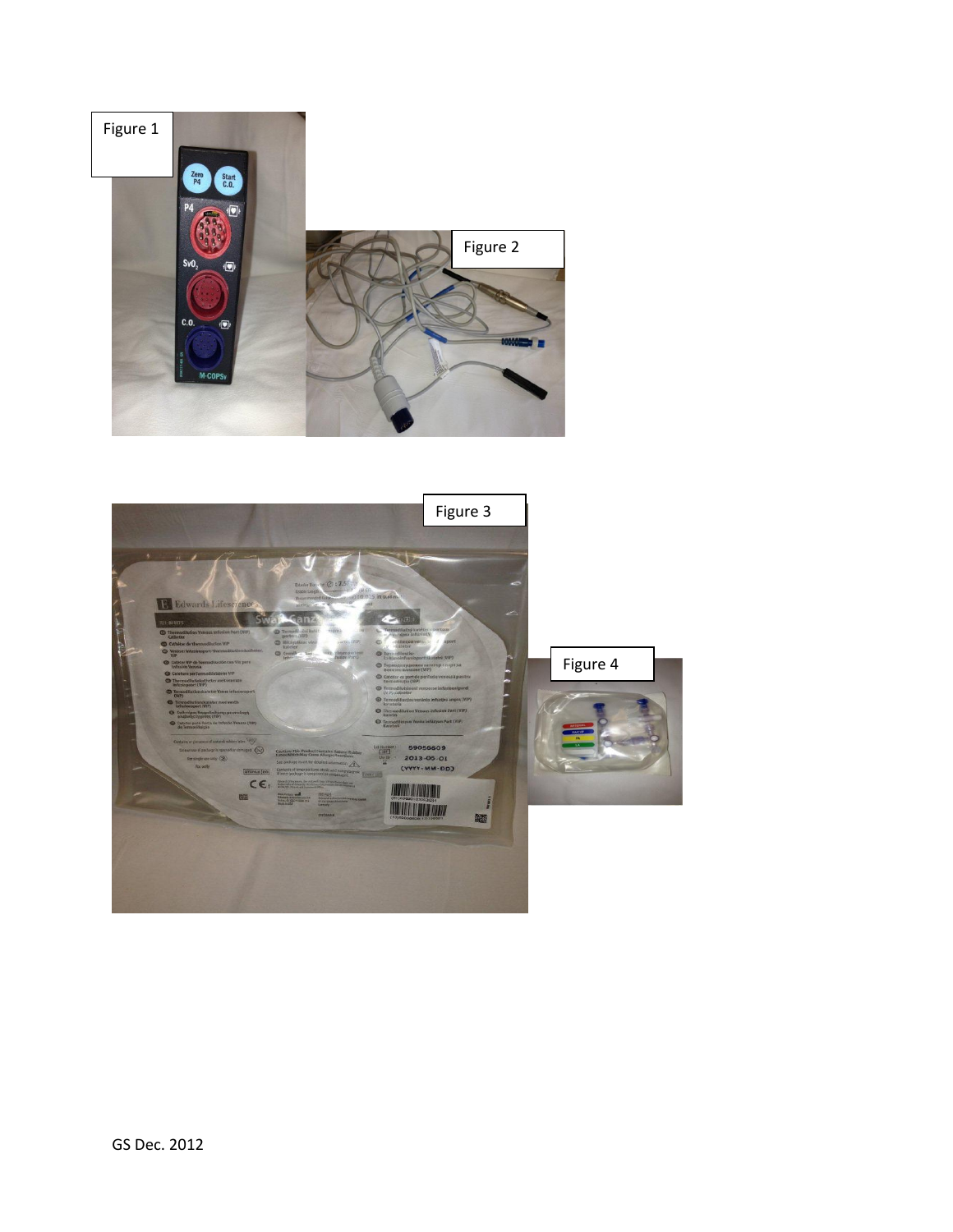Figure 1

Figure 2

Figure 3

Figure 4

GS Dec. 2012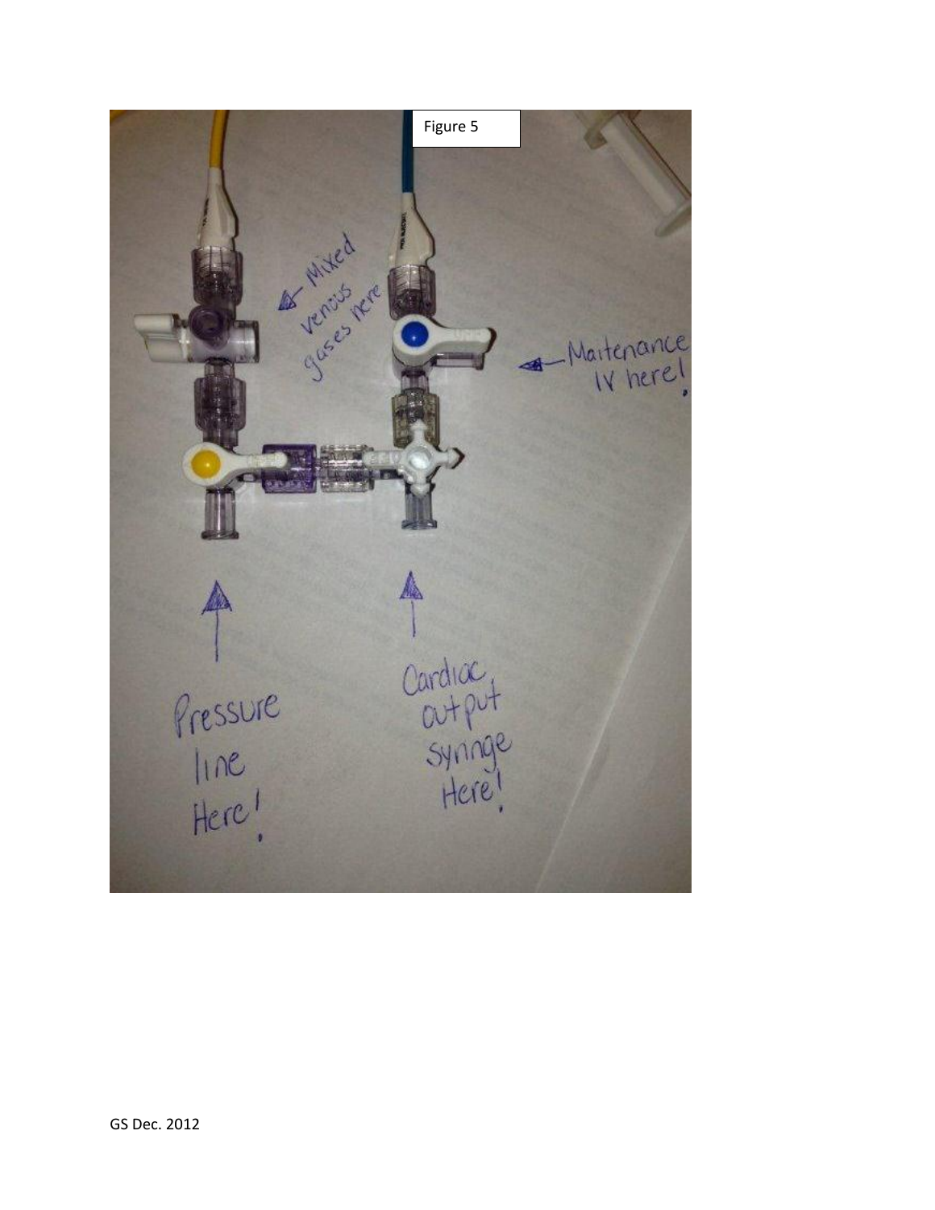Figure 5

Mixed venous gases here

Maitenance IV here!

Pressure line Here!

Cardiac output syringe Here!